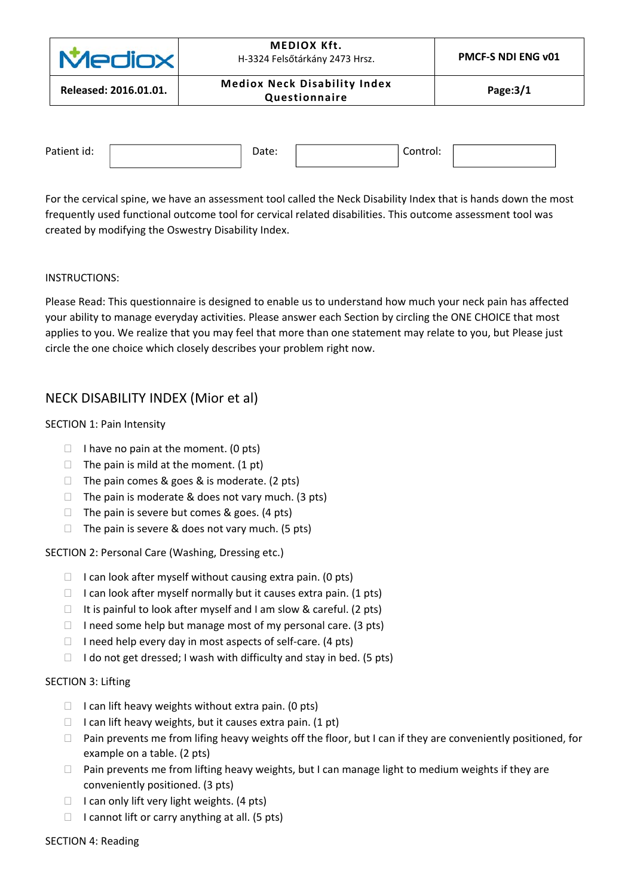| Mediox | MEDIOX Kft.<br>H-3324 Felsőtárkány 2473 Hrsz. | PMCF-S NDI ENG v01 |
|---|---|---|
| Released: 2016.01.01. | Mediox Neck Disability Index Questionnaire | Page:3/1 |

| Patient id: | | Date: | | Control: | |
|---|---|---|---|---|---|

For the cervical spine, we have an assessment tool called the Neck Disability Index that is hands down the most frequently used functional outcome tool for cervical related disabilities. This outcome assessment tool was created by modifying the Oswestry Disability Index.

INSTRUCTIONS:

Please Read: This questionnaire is designed to enable us to understand how much your neck pain has affected your ability to manage everyday activities. Please answer each Section by circling the ONE CHOICE that most applies to you. We realize that you may feel that more than one statement may relate to you, but Please just circle the one choice which closely describes your problem right now.

## NECK DISABILITY INDEX (Mior et al)

SECTION 1: Pain Intensity

- ☐ I have no pain at the moment. (0 pts)
- ☐ The pain is mild at the moment. (1 pt)
- ☐ The pain comes & goes & is moderate. (2 pts)
- ☐ The pain is moderate & does not vary much. (3 pts)
- ☐ The pain is severe but comes & goes. (4 pts)
- ☐ The pain is severe & does not vary much. (5 pts)

SECTION 2: Personal Care (Washing, Dressing etc.)

- ☐ I can look after myself without causing extra pain. (0 pts)
- ☐ I can look after myself normally but it causes extra pain. (1 pts)
- ☐ It is painful to look after myself and I am slow & careful. (2 pts)
- ☐ I need some help but manage most of my personal care. (3 pts)
- ☐ I need help every day in most aspects of self-care. (4 pts)
- ☐ I do not get dressed; I wash with difficulty and stay in bed. (5 pts)

SECTION 3: Lifting

- ☐ I can lift heavy weights without extra pain. (0 pts)
- ☐ I can lift heavy weights, but it causes extra pain. (1 pt)
- ☐ Pain prevents me from lifing heavy weights off the floor, but I can if they are conveniently positioned, for example on a table. (2 pts)
- ☐ Pain prevents me from lifting heavy weights, but I can manage light to medium weights if they are conveniently positioned. (3 pts)
- ☐ I can only lift very light weights. (4 pts)
- ☐ I cannot lift or carry anything at all. (5 pts)

SECTION 4: Reading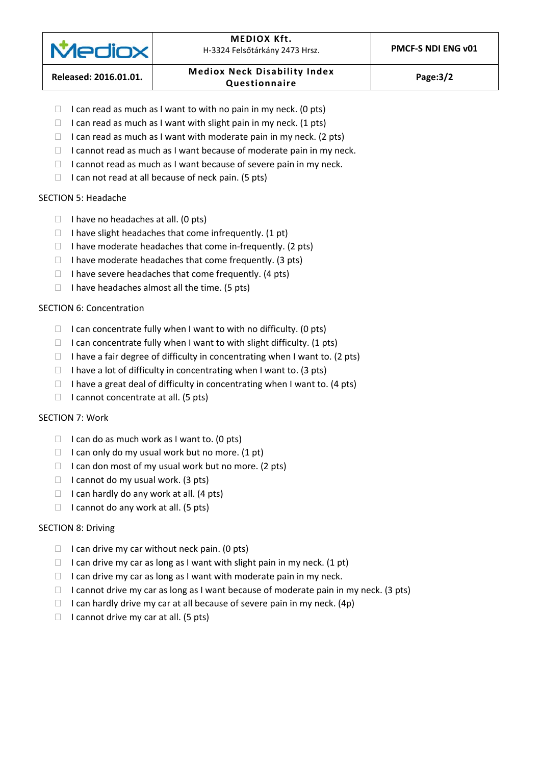- ☐ I can read as much as I want to with no pain in my neck. (0 pts)
- ☐ I can read as much as I want with slight pain in my neck. (1 pts)
- ☐ I can read as much as I want with moderate pain in my neck. (2 pts)
- ☐ I cannot read as much as I want because of moderate pain in my neck.
- ☐ I cannot read as much as I want because of severe pain in my neck.
- ☐ I can not read at all because of neck pain. (5 pts)

SECTION 5: Headache

- ☐ I have no headaches at all. (0 pts)
- ☐ I have slight headaches that come infrequently. (1 pt)
- ☐ I have moderate headaches that come in-frequently. (2 pts)
- ☐ I have moderate headaches that come frequently. (3 pts)
- ☐ I have severe headaches that come frequently. (4 pts)
- ☐ I have headaches almost all the time. (5 pts)

SECTION 6: Concentration

- ☐ I can concentrate fully when I want to with no difficulty. (0 pts)
- ☐ I can concentrate fully when I want to with slight difficulty. (1 pts)
- ☐ I have a fair degree of difficulty in concentrating when I want to. (2 pts)
- ☐ I have a lot of difficulty in concentrating when I want to. (3 pts)
- ☐ I have a great deal of difficulty in concentrating when I want to. (4 pts)
- ☐ I cannot concentrate at all. (5 pts)

SECTION 7: Work

- ☐ I can do as much work as I want to. (0 pts)
- ☐ I can only do my usual work but no more. (1 pt)
- ☐ I can don most of my usual work but no more. (2 pts)
- ☐ I cannot do my usual work. (3 pts)
- ☐ I can hardly do any work at all. (4 pts)
- ☐ I cannot do any work at all. (5 pts)

SECTION 8: Driving

- ☐ I can drive my car without neck pain. (0 pts)
- ☐ I can drive my car as long as I want with slight pain in my neck. (1 pt)
- ☐ I can drive my car as long as I want with moderate pain in my neck.
- ☐ I cannot drive my car as long as I want because of moderate pain in my neck. (3 pts)
- ☐ I can hardly drive my car at all because of severe pain in my neck. (4p)
- ☐ I cannot drive my car at all. (5 pts)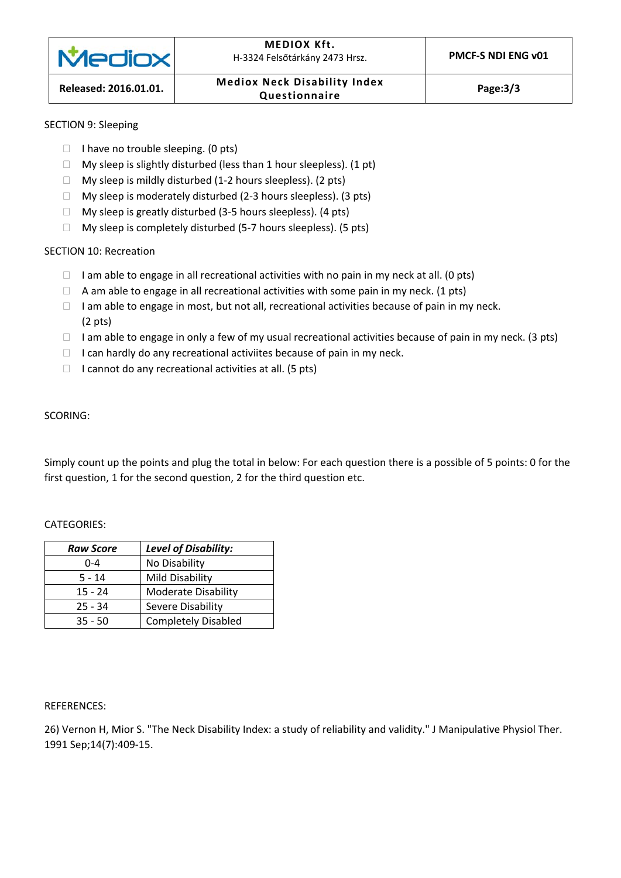SECTION 9: Sleeping

- I have no trouble sleeping. (0 pts)
- My sleep is slightly disturbed (less than 1 hour sleepless). (1 pt)
- My sleep is mildly disturbed (1-2 hours sleepless). (2 pts)
- My sleep is moderately disturbed (2-3 hours sleepless). (3 pts)
- My sleep is greatly disturbed (3-5 hours sleepless). (4 pts)
- My sleep is completely disturbed (5-7 hours sleepless). (5 pts)

SECTION 10: Recreation

- I am able to engage in all recreational activities with no pain in my neck at all. (0 pts)
- A am able to engage in all recreational activities with some pain in my neck. (1 pts)
- I am able to engage in most, but not all, recreational activities because of pain in my neck. (2 pts)
- I am able to engage in only a few of my usual recreational activities because of pain in my neck. (3 pts)
- I can hardly do any recreational activiites because of pain in my neck.
- I cannot do any recreational activities at all. (5 pts)

SCORING:

Simply count up the points and plug the total in below: For each question there is a possible of 5 points: 0 for the first question, 1 for the second question, 2 for the third question etc.

CATEGORIES:

| ***Raw Score*** | ***Level of Disability:*** |
|---|---|
| 0-4 | No Disability |
| 5 - 14 | Mild Disability |
| 15 - 24 | Moderate Disability |
| 25 - 34 | Severe Disability |
| 35 - 50 | Completely Disabled |

REFERENCES:

26) Vernon H, Mior S. "The Neck Disability Index: a study of reliability and validity." J Manipulative Physiol Ther. 1991 Sep;14(7):409-15.